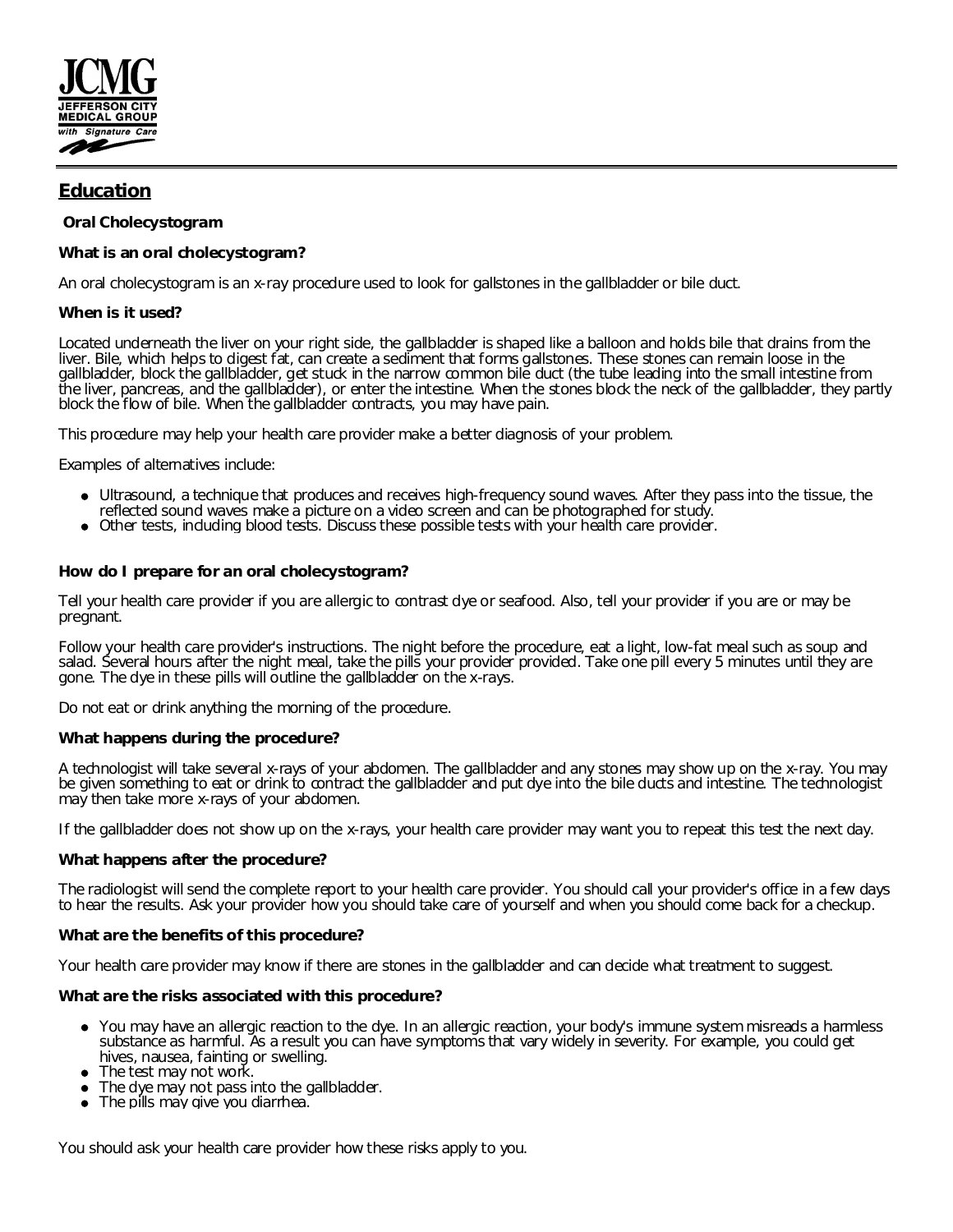JCMG
JEFFERSON CITY MEDICAL GROUP
with Signature Care

## Education

### Oral Cholecystogram

**What is an oral cholecystogram?**

An oral cholecystogram is an x-ray procedure used to look for gallstones in the gallbladder or bile duct.

**When is it used?**

Located underneath the liver on your right side, the gallbladder is shaped like a balloon and holds bile that drains from the liver. Bile, which helps to digest fat, can create a sediment that forms gallstones. These stones can remain loose in the gallbladder, block the gallbladder, get stuck in the narrow common bile duct (the tube leading into the small intestine from the liver, pancreas, and the gallbladder), or enter the intestine. When the stones block the neck of the gallbladder, they partly block the flow of bile. When the gallbladder contracts, you may have pain.

This procedure may help your health care provider make a better diagnosis of your problem.

Examples of alternatives include:

- Ultrasound, a technique that produces and receives high-frequency sound waves. After they pass into the tissue, the reflected sound waves make a picture on a video screen and can be photographed for study.
- Other tests, including blood tests. Discuss these possible tests with your health care provider.

**How do I prepare for an oral cholecystogram?**

Tell your health care provider if you are allergic to contrast dye or seafood. Also, tell your provider if you are or may be pregnant.

Follow your health care provider's instructions. The night before the procedure, eat a light, low-fat meal such as soup and salad. Several hours after the night meal, take the pills your provider provided. Take one pill every 5 minutes until they are gone. The dye in these pills will outline the gallbladder on the x-rays.

Do not eat or drink anything the morning of the procedure.

**What happens during the procedure?**

A technologist will take several x-rays of your abdomen. The gallbladder and any stones may show up on the x-ray. You may be given something to eat or drink to contract the gallbladder and put dye into the bile ducts and intestine. The technologist may then take more x-rays of your abdomen.

If the gallbladder does not show up on the x-rays, your health care provider may want you to repeat this test the next day.

**What happens after the procedure?**

The radiologist will send the complete report to your health care provider. You should call your provider's office in a few days to hear the results. Ask your provider how you should take care of yourself and when you should come back for a checkup.

**What are the benefits of this procedure?**

Your health care provider may know if there are stones in the gallbladder and can decide what treatment to suggest.

**What are the risks associated with this procedure?**

- You may have an allergic reaction to the dye. In an allergic reaction, your body's immune system misreads a harmless substance as harmful. As a result you can have symptoms that vary widely in severity. For example, you could get hives, nausea, fainting or swelling.
- The test may not work.
- The dye may not pass into the gallbladder.
- The pills may give you diarrhea.

You should ask your health care provider how these risks apply to you.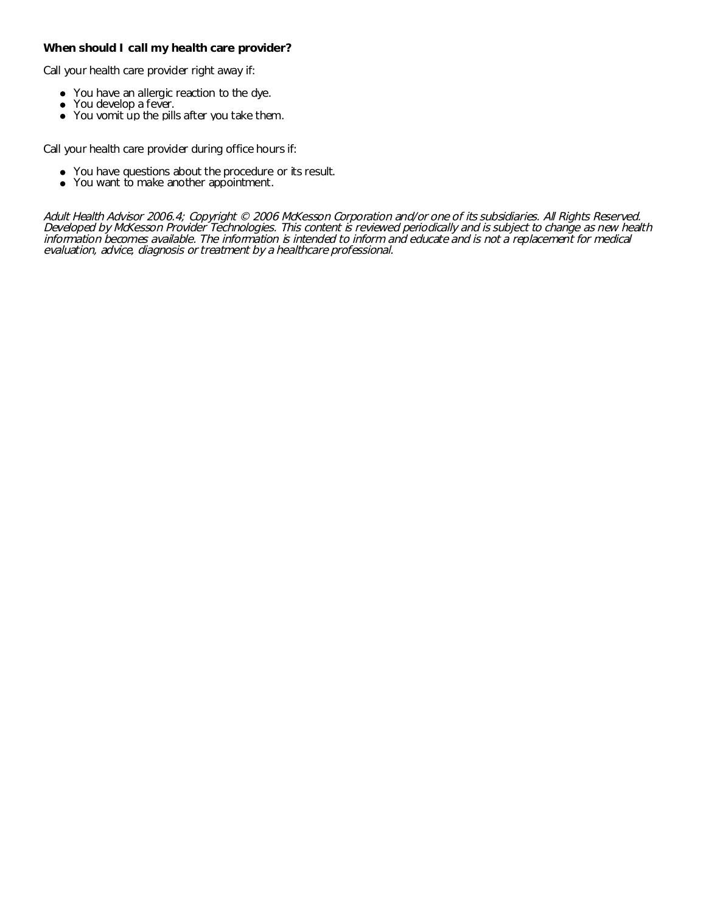**When should I call my health care provider?**

Call your health care provider right away if:

- You have an allergic reaction to the dye.
- You develop a fever.
- You vomit up the pills after you take them.

Call your health care provider during office hours if:

- You have questions about the procedure or its result.
- You want to make another appointment.

*Adult Health Advisor 2006.4; Copyright © 2006 McKesson Corporation and/or one of its subsidiaries. All Rights Reserved. Developed by McKesson Provider Technologies. This content is reviewed periodically and is subject to change as new health information becomes available. The information is intended to inform and educate and is not a replacement for medical evaluation, advice, diagnosis or treatment by a healthcare professional.*